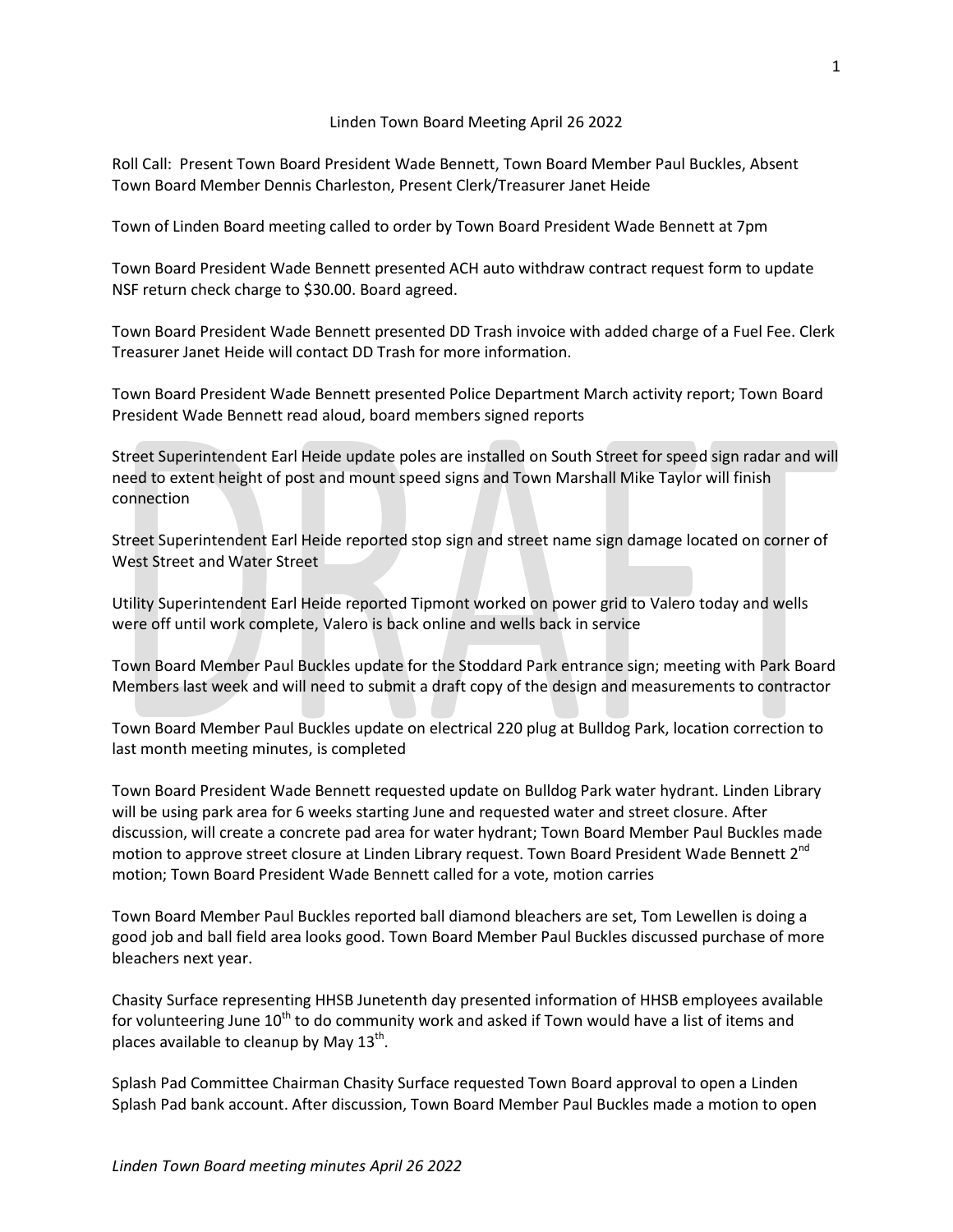# Linden Town Board Meeting April 26 2022

Roll Call: Present Town Board President Wade Bennett, Town Board Member Paul Buckles, Absent Town Board Member Dennis Charleston, Present Clerk/Treasurer Janet Heide

Town of Linden Board meeting called to order by Town Board President Wade Bennett at 7pm

Town Board President Wade Bennett presented ACH auto withdraw contract request form to update NSF return check charge to $30.00. Board agreed.

Town Board President Wade Bennett presented DD Trash invoice with added charge of a Fuel Fee. Clerk Treasurer Janet Heide will contact DD Trash for more information.

Town Board President Wade Bennett presented Police Department March activity report; Town Board President Wade Bennett read aloud, board members signed reports

Street Superintendent Earl Heide update poles are installed on South Street for speed sign radar and will need to extent height of post and mount speed signs and Town Marshall Mike Taylor will finish connection

Street Superintendent Earl Heide reported stop sign and street name sign damage located on corner of West Street and Water Street

Utility Superintendent Earl Heide reported Tipmont worked on power grid to Valero today and wells were off until work complete, Valero is back online and wells back in service

Town Board Member Paul Buckles update for the Stoddard Park entrance sign; meeting with Park Board Members last week and will need to submit a draft copy of the design and measurements to contractor

Town Board Member Paul Buckles update on electrical 220 plug at Bulldog Park, location correction to last month meeting minutes, is completed

Town Board President Wade Bennett requested update on Bulldog Park water hydrant. Linden Library will be using park area for 6 weeks starting June and requested water and street closure. After discussion, will create a concrete pad area for water hydrant; Town Board Member Paul Buckles made motion to approve street closure at Linden Library request. Town Board President Wade Bennett 2nd motion; Town Board President Wade Bennett called for a vote, motion carries

Town Board Member Paul Buckles reported ball diamond bleachers are set, Tom Lewellen is doing a good job and ball field area looks good. Town Board Member Paul Buckles discussed purchase of more bleachers next year.

Chasity Surface representing HHSB Juneteenth day presented information of HHSB employees available for volunteering June 10th to do community work and asked if Town would have a list of items and places available to cleanup by May 13th.

Splash Pad Committee Chairman Chasity Surface requested Town Board approval to open a Linden Splash Pad bank account. After discussion, Town Board Member Paul Buckles made a motion to open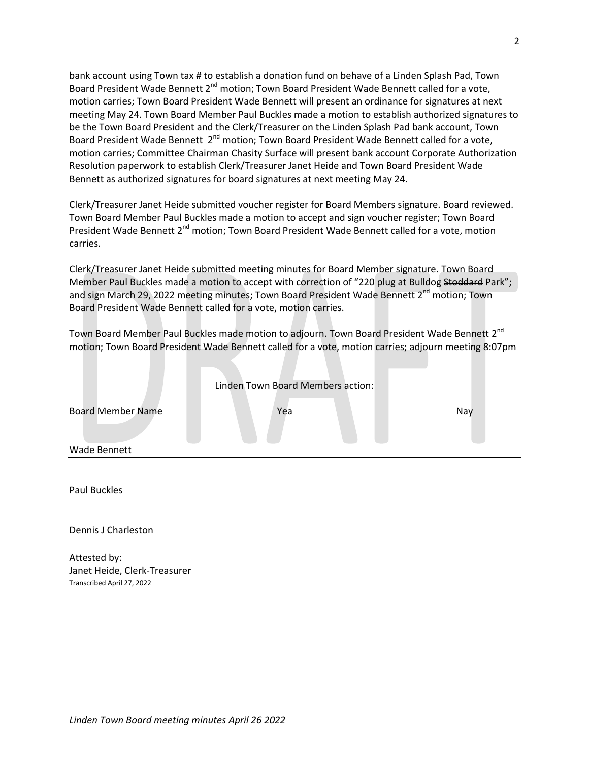bank account using Town tax # to establish a donation fund on behave of a Linden Splash Pad, Town Board President Wade Bennett 2nd motion; Town Board President Wade Bennett called for a vote, motion carries; Town Board President Wade Bennett will present an ordinance for signatures at next meeting May 24. Town Board Member Paul Buckles made a motion to establish authorized signatures to be the Town Board President and the Clerk/Treasurer on the Linden Splash Pad bank account, Town Board President Wade Bennett 2nd motion; Town Board President Wade Bennett called for a vote, motion carries; Committee Chairman Chasity Surface will present bank account Corporate Authorization Resolution paperwork to establish Clerk/Treasurer Janet Heide and Town Board President Wade Bennett as authorized signatures for board signatures at next meeting May 24.

Clerk/Treasurer Janet Heide submitted voucher register for Board Members signature. Board reviewed. Town Board Member Paul Buckles made a motion to accept and sign voucher register; Town Board President Wade Bennett 2nd motion; Town Board President Wade Bennett called for a vote, motion carries.

Clerk/Treasurer Janet Heide submitted meeting minutes for Board Member signature. Town Board Member Paul Buckles made a motion to accept with correction of "220 plug at Bulldog ~~Stoddard~~ Park"; and sign March 29, 2022 meeting minutes; Town Board President Wade Bennett 2nd motion; Town Board President Wade Bennett called for a vote, motion carries.

Town Board Member Paul Buckles made motion to adjourn. Town Board President Wade Bennett 2nd motion; Town Board President Wade Bennett called for a vote, motion carries; adjourn meeting 8:07pm

Linden Town Board Members action:

| Board Member Name | Yea | Nay |
|---|---|---|
| Wade Bennett | | |
| Paul Buckles | | |
| Dennis J Charleston | | |

Attested by:
Janet Heide, Clerk-Treasurer

Transcribed April 27, 2022

*Linden Town Board meeting minutes April 26 2022*